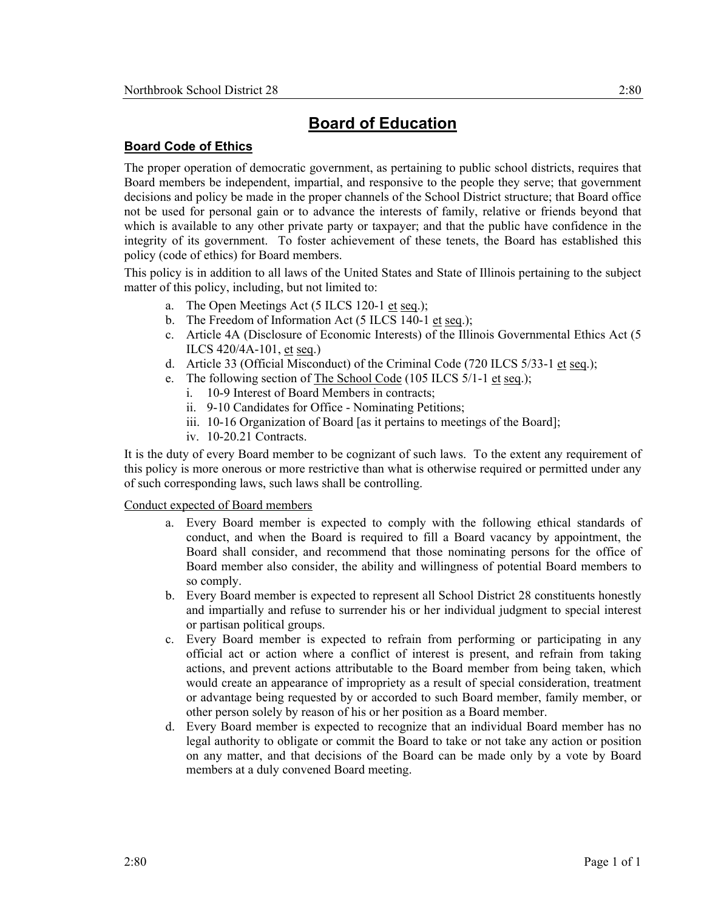# Board of Education

## Board Code of Ethics

The proper operation of democratic government, as pertaining to public school districts, requires that Board members be independent, impartial, and responsive to the people they serve; that government decisions and policy be made in the proper channels of the School District structure; that Board office not be used for personal gain or to advance the interests of family, relative or friends beyond that which is available to any other private party or taxpayer; and that the public have confidence in the integrity of its government. To foster achievement of these tenets, the Board has established this policy (code of ethics) for Board members.

This policy is in addition to all laws of the United States and State of Illinois pertaining to the subject matter of this policy, including, but not limited to:

a. The Open Meetings Act (5 ILCS 120-1 et seq.);
b. The Freedom of Information Act (5 ILCS 140-1 et seq.);
c. Article 4A (Disclosure of Economic Interests) of the Illinois Governmental Ethics Act (5 ILCS 420/4A-101, et seq.)
d. Article 33 (Official Misconduct) of the Criminal Code (720 ILCS 5/33-1 et seq.);
e. The following section of The School Code (105 ILCS 5/1-1 et seq.);
   i. 10-9 Interest of Board Members in contracts;
   ii. 9-10 Candidates for Office - Nominating Petitions;
   iii. 10-16 Organization of Board [as it pertains to meetings of the Board];
   iv. 10-20.21 Contracts.

It is the duty of every Board member to be cognizant of such laws. To the extent any requirement of this policy is more onerous or more restrictive than what is otherwise required or permitted under any of such corresponding laws, such laws shall be controlling.

<u>Conduct expected of Board members</u>

a. Every Board member is expected to comply with the following ethical standards of conduct, and when the Board is required to fill a Board vacancy by appointment, the Board shall consider, and recommend that those nominating persons for the office of Board member also consider, the ability and willingness of potential Board members to so comply.
b. Every Board member is expected to represent all School District 28 constituents honestly and impartially and refuse to surrender his or her individual judgment to special interest or partisan political groups.
c. Every Board member is expected to refrain from performing or participating in any official act or action where a conflict of interest is present, and refrain from taking actions, and prevent actions attributable to the Board member from being taken, which would create an appearance of impropriety as a result of special consideration, treatment or advantage being requested by or accorded to such Board member, family member, or other person solely by reason of his or her position as a Board member.
d. Every Board member is expected to recognize that an individual Board member has no legal authority to obligate or commit the Board to take or not take any action or position on any matter, and that decisions of the Board can be made only by a vote by Board members at a duly convened Board meeting.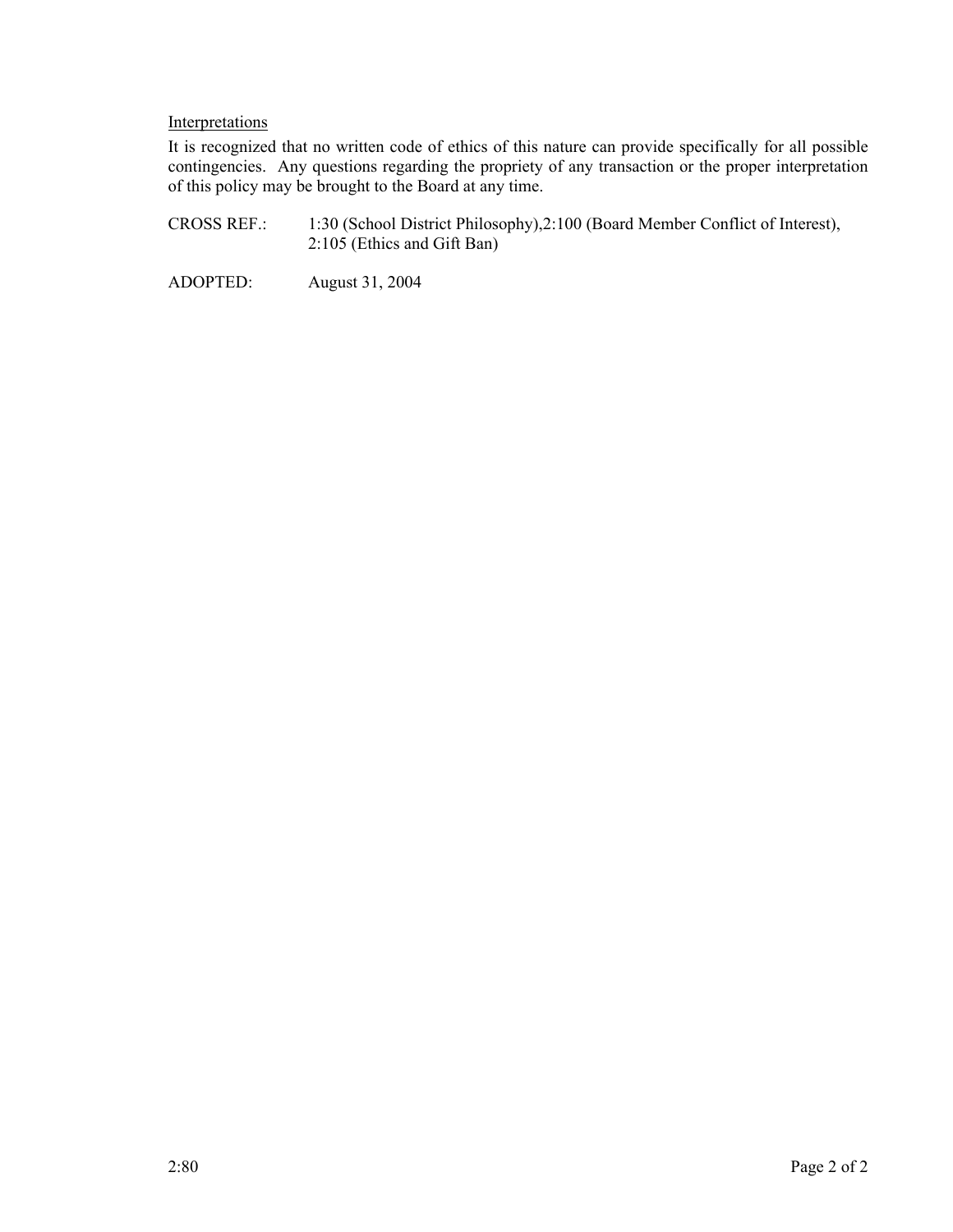Interpretations

It is recognized that no written code of ethics of this nature can provide specifically for all possible contingencies. Any questions regarding the propriety of any transaction or the proper interpretation of this policy may be brought to the Board at any time.

CROSS REF.: 1:30 (School District Philosophy),2:100 (Board Member Conflict of Interest), 2:105 (Ethics and Gift Ban)

ADOPTED: August 31, 2004